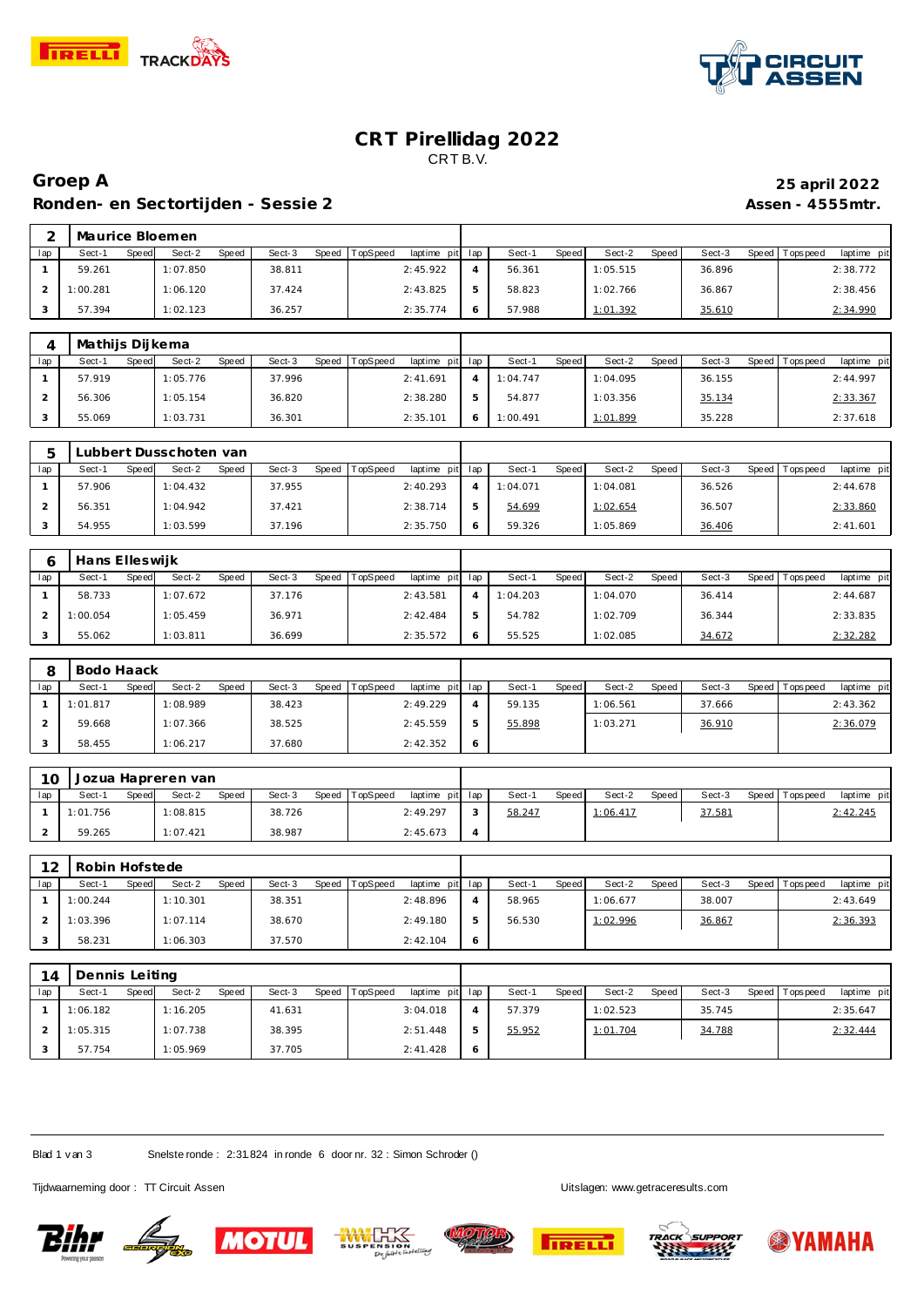# CRT Pirellidag 2022

CRT B.V.

## Groep A

**Ronden- en Sectortijden - Sessie 2**

**25 april 2022**

**Assen - 4555mtr.**

### 2 Maurice Bloemen

| lap | Sect-1 | Speed | Sect-2 | Speed | Sect-3 | Speed | TopSpeed | laptime pit | lap | Sect-1 | Speed | Sect-2 | Speed | Sect-3 | Speed | Topspeed | laptime pit |
|---|---|---|---|---|---|---|---|---|---|---|---|---|---|---|---|---|---|
| 1 | 59.261 | | 1:07.850 | | 38.811 | | | 2:45.922 | 4 | 56.361 | | 1:05.515 | | 36.896 | | | 2:38.772 |
| 2 | 1:00.281 | | 1:06.120 | | 37.424 | | | 2:43.825 | 5 | 58.823 | | 1:02.766 | | 36.867 | | | 2:38.456 |
| 3 | 57.394 | | 1:02.123 | | 36.257 | | | 2:35.774 | 6 | 57.988 | | 1:01.392 | | 35.610 | | | 2:34.990 |

### 4 Mathijs Dijkema

| lap | Sect-1 | Speed | Sect-2 | Speed | Sect-3 | Speed | TopSpeed | laptime pit | lap | Sect-1 | Speed | Sect-2 | Speed | Sect-3 | Speed | Topspeed | laptime pit |
|---|---|---|---|---|---|---|---|---|---|---|---|---|---|---|---|---|---|
| 1 | 57.919 | | 1:05.776 | | 37.996 | | | 2:41.691 | 4 | 1:04.747 | | 1:04.095 | | 36.155 | | | 2:44.997 |
| 2 | 56.306 | | 1:05.154 | | 36.820 | | | 2:38.280 | 5 | 54.877 | | 1:03.356 | | 35.134 | | | 2:33.367 |
| 3 | 55.069 | | 1:03.731 | | 36.301 | | | 2:35.101 | 6 | 1:00.491 | | 1:01.899 | | 35.228 | | | 2:37.618 |

### 5 Lubbert Dusschoten van

| lap | Sect-1 | Speed | Sect-2 | Speed | Sect-3 | Speed | TopSpeed | laptime pit | lap | Sect-1 | Speed | Sect-2 | Speed | Sect-3 | Speed | Topspeed | laptime pit |
|---|---|---|---|---|---|---|---|---|---|---|---|---|---|---|---|---|---|
| 1 | 57.906 | | 1:04.432 | | 37.955 | | | 2:40.293 | 4 | 1:04.071 | | 1:04.081 | | 36.526 | | | 2:44.678 |
| 2 | 56.351 | | 1:04.942 | | 37.421 | | | 2:38.714 | 5 | 54.699 | | 1:02.654 | | 36.507 | | | 2:33.860 |
| 3 | 54.955 | | 1:03.599 | | 37.196 | | | 2:35.750 | 6 | 59.326 | | 1:05.869 | | 36.406 | | | 2:41.601 |

### 6 Hans Elleswijk

| lap | Sect-1 | Speed | Sect-2 | Speed | Sect-3 | Speed | TopSpeed | laptime pit | lap | Sect-1 | Speed | Sect-2 | Speed | Sect-3 | Speed | Topspeed | laptime pit |
|---|---|---|---|---|---|---|---|---|---|---|---|---|---|---|---|---|---|
| 1 | 58.733 | | 1:07.672 | | 37.176 | | | 2:43.581 | 4 | 1:04.203 | | 1:04.070 | | 36.414 | | | 2:44.687 |
| 2 | 1:00.054 | | 1:05.459 | | 36.971 | | | 2:42.484 | 5 | 54.782 | | 1:02.709 | | 36.344 | | | 2:33.835 |
| 3 | 55.062 | | 1:03.811 | | 36.699 | | | 2:35.572 | 6 | 55.525 | | 1:02.085 | | 34.672 | | | 2:32.282 |

### 8 Bodo Haack

| lap | Sect-1 | Speed | Sect-2 | Speed | Sect-3 | Speed | TopSpeed | laptime pit | lap | Sect-1 | Speed | Sect-2 | Speed | Sect-3 | Speed | Topspeed | laptime pit |
|---|---|---|---|---|---|---|---|---|---|---|---|---|---|---|---|---|---|
| 1 | 1:01.817 | | 1:08.989 | | 38.423 | | | 2:49.229 | 4 | 59.135 | | 1:06.561 | | 37.666 | | | 2:43.362 |
| 2 | 59.668 | | 1:07.366 | | 38.525 | | | 2:45.559 | 5 | 55.898 | | 1:03.271 | | 36.910 | | | 2:36.079 |
| 3 | 58.455 | | 1:06.217 | | 37.680 | | | 2:42.352 | 6 | | | | | | | | |

### 10 Jozua Hapreren van

| lap | Sect-1 | Speed | Sect-2 | Speed | Sect-3 | Speed | TopSpeed | laptime pit | lap | Sect-1 | Speed | Sect-2 | Speed | Sect-3 | Speed | Topspeed | laptime pit |
|---|---|---|---|---|---|---|---|---|---|---|---|---|---|---|---|---|---|
| 1 | 1:01.756 | | 1:08.815 | | 38.726 | | | 2:49.297 | 3 | 58.247 | | 1:06.417 | | 37.581 | | | 2:42.245 |
| 2 | 59.265 | | 1:07.421 | | 38.987 | | | 2:45.673 | 4 | | | | | | | | |

### 12 Robin Hofstede

| lap | Sect-1 | Speed | Sect-2 | Speed | Sect-3 | Speed | TopSpeed | laptime pit | lap | Sect-1 | Speed | Sect-2 | Speed | Sect-3 | Speed | Topspeed | laptime pit |
|---|---|---|---|---|---|---|---|---|---|---|---|---|---|---|---|---|---|
| 1 | 1:00.244 | | 1:10.301 | | 38.351 | | | 2:48.896 | 4 | 58.965 | | 1:06.677 | | 38.007 | | | 2:43.649 |
| 2 | 1:03.396 | | 1:07.114 | | 38.670 | | | 2:49.180 | 5 | 56.530 | | 1:02.996 | | 36.867 | | | 2:36.393 |
| 3 | 58.231 | | 1:06.303 | | 37.570 | | | 2:42.104 | 6 | | | | | | | | |

### 14 Dennis Leiting

| lap | Sect-1 | Speed | Sect-2 | Speed | Sect-3 | Speed | TopSpeed | laptime pit | lap | Sect-1 | Speed | Sect-2 | Speed | Sect-3 | Speed | Topspeed | laptime pit |
|---|---|---|---|---|---|---|---|---|---|---|---|---|---|---|---|---|---|
| 1 | 1:06.182 | | 1:16.205 | | 41.631 | | | 3:04.018 | 4 | 57.379 | | 1:02.523 | | 35.745 | | | 2:35.647 |
| 2 | 1:05.315 | | 1:07.738 | | 38.395 | | | 2:51.448 | 5 | 55.952 | | 1:01.704 | | 34.788 | | | 2:32.444 |
| 3 | 57.754 | | 1:05.969 | | 37.705 | | | 2:41.428 | 6 | | | | | | | | |

Snelste ronde : 2:31.824 in ronde 6 door nr. 32 : Simon Schroder ()

Tijdwaarneming door : TT Circuit Assen

Uitslagen: www.getraceresults.com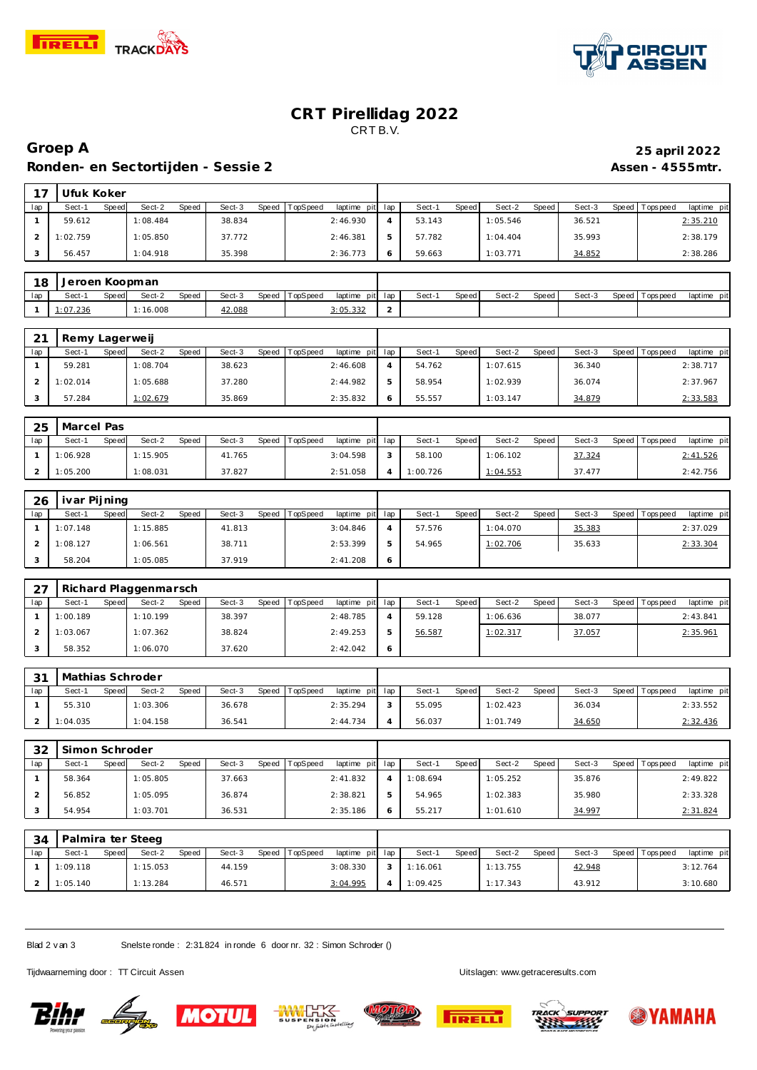# CRT Pirellidag 2022

CRT B.V.

## Groep A

**Ronden- en Sectortijden - Sessie 2**

**25 april 2022**

**Assen - 4555mtr.**

**17 Ufuk Koker**

| lap | Sect-1 | Speed | Sect-2 | Speed | Sect-3 | Speed | TopSpeed | laptime pit | lap | Sect-1 | Speed | Sect-2 | Speed | Sect-3 | Speed | Topspeed | laptime pit |
|---|---|---|---|---|---|---|---|---|---|---|---|---|---|---|---|---|---|
| 1 | 59.612 | | 1:08.484 | | 38.834 | | | 2:46.930 | 4 | 53.143 | | 1:05.546 | | 36.521 | | | 2:35.210 |
| 2 | 1:02.759 | | 1:05.850 | | 37.772 | | | 2:46.381 | 5 | 57.782 | | 1:04.404 | | 35.993 | | | 2:38.179 |
| 3 | 56.457 | | 1:04.918 | | 35.398 | | | 2:36.773 | 6 | 59.663 | | 1:03.771 | | 34.852 | | | 2:38.286 |

**18 Jeroen Koopman**

| lap | Sect-1 | Speed | Sect-2 | Speed | Sect-3 | Speed | TopSpeed | laptime pit | lap | Sect-1 | Speed | Sect-2 | Speed | Sect-3 | Speed | Topspeed | laptime pit |
|---|---|---|---|---|---|---|---|---|---|---|---|---|---|---|---|---|---|
| 1 | 1:07.236 | | 1:16.008 | | 42.088 | | | 3:05.332 | 2 | | | | | | | | |

**21 Remy Lagerweij**

| lap | Sect-1 | Speed | Sect-2 | Speed | Sect-3 | Speed | TopSpeed | laptime pit | lap | Sect-1 | Speed | Sect-2 | Speed | Sect-3 | Speed | Topspeed | laptime pit |
|---|---|---|---|---|---|---|---|---|---|---|---|---|---|---|---|---|---|
| 1 | 59.281 | | 1:08.704 | | 38.623 | | | 2:46.608 | 4 | 54.762 | | 1:07.615 | | 36.340 | | | 2:38.717 |
| 2 | 1:02.014 | | 1:05.688 | | 37.280 | | | 2:44.982 | 5 | 58.954 | | 1:02.939 | | 36.074 | | | 2:37.967 |
| 3 | 57.284 | | 1:02.679 | | 35.869 | | | 2:35.832 | 6 | 55.557 | | 1:03.147 | | 34.879 | | | 2:33.583 |

**25 Marcel Pas**

| lap | Sect-1 | Speed | Sect-2 | Speed | Sect-3 | Speed | TopSpeed | laptime pit | lap | Sect-1 | Speed | Sect-2 | Speed | Sect-3 | Speed | Topspeed | laptime pit |
|---|---|---|---|---|---|---|---|---|---|---|---|---|---|---|---|---|---|
| 1 | 1:06.928 | | 1:15.905 | | 41.765 | | | 3:04.598 | 3 | 58.100 | | 1:06.102 | | 37.324 | | | 2:41.526 |
| 2 | 1:05.200 | | 1:08.031 | | 37.827 | | | 2:51.058 | 4 | 1:00.726 | | 1:04.553 | | 37.477 | | | 2:42.756 |

**26 ivar Pijning**

| lap | Sect-1 | Speed | Sect-2 | Speed | Sect-3 | Speed | TopSpeed | laptime pit | lap | Sect-1 | Speed | Sect-2 | Speed | Sect-3 | Speed | Topspeed | laptime pit |
|---|---|---|---|---|---|---|---|---|---|---|---|---|---|---|---|---|---|
| 1 | 1:07.148 | | 1:15.885 | | 41.813 | | | 3:04.846 | 4 | 57.576 | | 1:04.070 | | 35.383 | | | 2:37.029 |
| 2 | 1:08.127 | | 1:06.561 | | 38.711 | | | 2:53.399 | 5 | 54.965 | | 1:02.706 | | 35.633 | | | 2:33.304 |
| 3 | 58.204 | | 1:05.085 | | 37.919 | | | 2:41.208 | 6 | | | | | | | | |

**27 Richard Plaggenmarsch**

| lap | Sect-1 | Speed | Sect-2 | Speed | Sect-3 | Speed | TopSpeed | laptime pit | lap | Sect-1 | Speed | Sect-2 | Speed | Sect-3 | Speed | Topspeed | laptime pit |
|---|---|---|---|---|---|---|---|---|---|---|---|---|---|---|---|---|---|
| 1 | 1:00.189 | | 1:10.199 | | 38.397 | | | 2:48.785 | 4 | 59.128 | | 1:06.636 | | 38.077 | | | 2:43.841 |
| 2 | 1:03.067 | | 1:07.362 | | 38.824 | | | 2:49.253 | 5 | 56.587 | | 1:02.317 | | 37.057 | | | 2:35.961 |
| 3 | 58.352 | | 1:06.070 | | 37.620 | | | 2:42.042 | 6 | | | | | | | | |

**31 Mathias Schroder**

| lap | Sect-1 | Speed | Sect-2 | Speed | Sect-3 | Speed | TopSpeed | laptime pit | lap | Sect-1 | Speed | Sect-2 | Speed | Sect-3 | Speed | Topspeed | laptime pit |
|---|---|---|---|---|---|---|---|---|---|---|---|---|---|---|---|---|---|
| 1 | 55.310 | | 1:03.306 | | 36.678 | | | 2:35.294 | 3 | 55.095 | | 1:02.423 | | 36.034 | | | 2:33.552 |
| 2 | 1:04.035 | | 1:04.158 | | 36.541 | | | 2:44.734 | 4 | 56.037 | | 1:01.749 | | 34.650 | | | 2:32.436 |

**32 Simon Schroder**

| lap | Sect-1 | Speed | Sect-2 | Speed | Sect-3 | Speed | TopSpeed | laptime pit | lap | Sect-1 | Speed | Sect-2 | Speed | Sect-3 | Speed | Topspeed | laptime pit |
|---|---|---|---|---|---|---|---|---|---|---|---|---|---|---|---|---|---|
| 1 | 58.364 | | 1:05.805 | | 37.663 | | | 2:41.832 | 4 | 1:08.694 | | 1:05.252 | | 35.876 | | | 2:49.822 |
| 2 | 56.852 | | 1:05.095 | | 36.874 | | | 2:38.821 | 5 | 54.965 | | 1:02.383 | | 35.980 | | | 2:33.328 |
| 3 | 54.954 | | 1:03.701 | | 36.531 | | | 2:35.186 | 6 | 55.217 | | 1:01.610 | | 34.997 | | | 2:31.824 |

**34 Palmira ter Steeg**

| lap | Sect-1 | Speed | Sect-2 | Speed | Sect-3 | Speed | TopSpeed | laptime pit | lap | Sect-1 | Speed | Sect-2 | Speed | Sect-3 | Speed | Topspeed | laptime pit |
|---|---|---|---|---|---|---|---|---|---|---|---|---|---|---|---|---|---|
| 1 | 1:09.118 | | 1:15.053 | | 44.159 | | | 3:08.330 | 3 | 1:16.061 | | 1:13.755 | | 42.948 | | | 3:12.764 |
| 2 | 1:05.140 | | 1:13.284 | | 46.571 | | | 3:04.995 | 4 | 1:09.425 | | 1:17.343 | | 43.912 | | | 3:10.680 |

Snelste ronde : 2:31.824 in ronde 6 door nr. 32 : Simon Schroder ()

Tijdwaarneming door : TT Circuit Assen

Uitslagen: www.getraceresults.com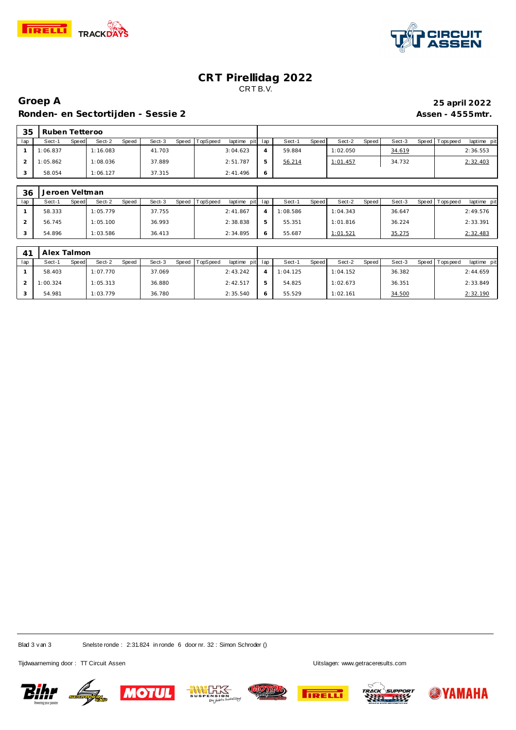# CRT Pirellidag 2022

CRT B.V.

## Groep A

**25 april 2022**

## Ronden- en Sectortijden - Sessie 2

**Assen - 4555mtr.**

| 35 | Ruben Tetteroo | | | | | | | | | | | | | | | | |
|---|---|---|---|---|---|---|---|---|---|---|---|---|---|---|---|---|---|
| lap | Sect-1 | Speed | Sect-2 | Speed | Sect-3 | Speed | TopSpeed | laptime pit | lap | Sect-1 | Speed | Sect-2 | Speed | Sect-3 | Speed | Topspeed | laptime pit |
| 1 | 1:06.837 | | 1:16.083 | | 41.703 | | | 3:04.623 | 4 | 59.884 | | 1:02.050 | | 34.619 | | | 2:36.553 |
| 2 | 1:05.862 | | 1:08.036 | | 37.889 | | | 2:51.787 | 5 | 56.214 | | 1:01.457 | | 34.732 | | | 2:32.403 |
| 3 | 58.054 | | 1:06.127 | | 37.315 | | | 2:41.496 | 6 | | | | | | | | |

| 36 | Jeroen Veltman | | | | | | | | | | | | | | | | |
|---|---|---|---|---|---|---|---|---|---|---|---|---|---|---|---|---|---|
| lap | Sect-1 | Speed | Sect-2 | Speed | Sect-3 | Speed | TopSpeed | laptime pit | lap | Sect-1 | Speed | Sect-2 | Speed | Sect-3 | Speed | Topspeed | laptime pit |
| 1 | 58.333 | | 1:05.779 | | 37.755 | | | 2:41.867 | 4 | 1:08.586 | | 1:04.343 | | 36.647 | | | 2:49.576 |
| 2 | 56.745 | | 1:05.100 | | 36.993 | | | 2:38.838 | 5 | 55.351 | | 1:01.816 | | 36.224 | | | 2:33.391 |
| 3 | 54.896 | | 1:03.586 | | 36.413 | | | 2:34.895 | 6 | 55.687 | | 1:01.521 | | 35.275 | | | 2:32.483 |

| 41 | Alex Talmon | | | | | | | | | | | | | | | | |
|---|---|---|---|---|---|---|---|---|---|---|---|---|---|---|---|---|---|
| lap | Sect-1 | Speed | Sect-2 | Speed | Sect-3 | Speed | TopSpeed | laptime pit | lap | Sect-1 | Speed | Sect-2 | Speed | Sect-3 | Speed | Topspeed | laptime pit |
| 1 | 58.403 | | 1:07.770 | | 37.069 | | | 2:43.242 | 4 | 1:04.125 | | 1:04.152 | | 36.382 | | | 2:44.659 |
| 2 | 1:00.324 | | 1:05.313 | | 36.880 | | | 2:42.517 | 5 | 54.825 | | 1:02.673 | | 36.351 | | | 2:33.849 |
| 3 | 54.981 | | 1:03.779 | | 36.780 | | | 2:35.540 | 6 | 55.529 | | 1:02.161 | | 34.500 | | | 2:32.190 |

Snelste ronde : 2:31.824 in ronde 6 door nr. 32 : Simon Schroder ()

Tijdwaarneming door : TT Circuit Assen

Uitslagen: www.getraceresults.com